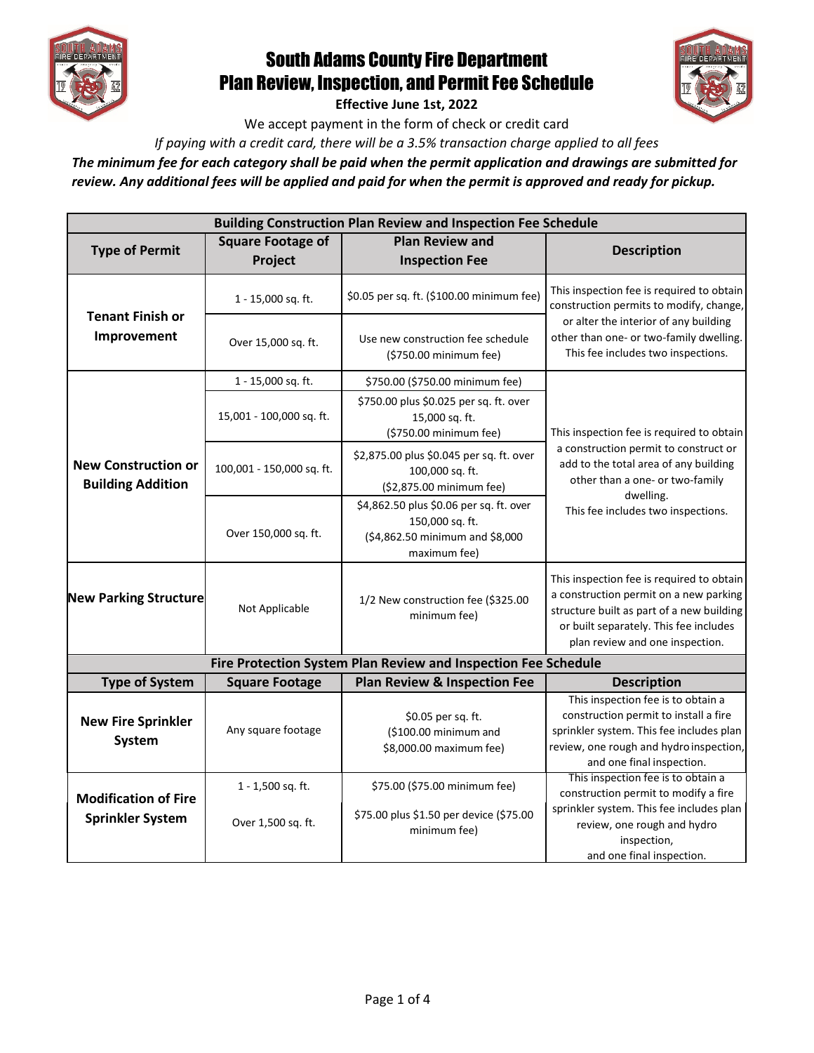# South Adams County Fire Department
# Plan Review, Inspection, and Permit Fee Schedule

**Effective June 1st, 2022**

We accept payment in the form of check or credit card

*If paying with a credit card, there will be a 3.5% transaction charge applied to all fees*

***The minimum fee for each category shall be paid when the permit application and drawings are submitted for review. Any additional fees will be applied and paid for when the permit is approved and ready for pickup.***

| **Building Construction Plan Review and Inspection Fee Schedule** | | | |
|---|---|---|---|
| **Type of Permit** | **Square Footage of Project** | **Plan Review and Inspection Fee** | **Description** |
| **Tenant Finish or Improvement** | 1 - 15,000 sq. ft. | $0.05 per sq. ft. ($100.00 minimum fee) | This inspection fee is required to obtain construction permits to modify, change, or alter the interior of any building other than one- or two-family dwelling. This fee includes two inspections. |
| | Over 15,000 sq. ft. | Use new construction fee schedule ($750.00 minimum fee) | |
| **New Construction or Building Addition** | 1 - 15,000 sq. ft. | $750.00 ($750.00 minimum fee) | This inspection fee is required to obtain a construction permit to construct or add to the total area of any building other than a one- or two-family dwelling. This fee includes two inspections. |
| | 15,001 - 100,000 sq. ft. | $750.00 plus $0.025 per sq. ft. over 15,000 sq. ft. ($750.00 minimum fee) | |
| | 100,001 - 150,000 sq. ft. | $2,875.00 plus $0.045 per sq. ft. over 100,000 sq. ft. ($2,875.00 minimum fee) | |
| | Over 150,000 sq. ft. | $4,862.50 plus $0.06 per sq. ft. over 150,000 sq. ft. ($4,862.50 minimum and $8,000 maximum fee) | |
| **New Parking Structure** | Not Applicable | 1/2 New construction fee ($325.00 minimum fee) | This inspection fee is required to obtain a construction permit on a new parking structure built as part of a new building or built separately. This fee includes plan review and one inspection. |

| **Fire Protection System Plan Review and Inspection Fee Schedule** | | | |
|---|---|---|---|
| **Type of System** | **Square Footage** | **Plan Review & Inspection Fee** | **Description** |
| **New Fire Sprinkler System** | Any square footage | $0.05 per sq. ft. ($100.00 minimum and $8,000.00 maximum fee) | This inspection fee is to obtain a construction permit to install a fire sprinkler system. This fee includes plan review, one rough and hydro inspection, and one final inspection. |
| **Modification of Fire Sprinkler System** | 1 - 1,500 sq. ft. | $75.00 ($75.00 minimum fee) | This inspection fee is to obtain a construction permit to modify a fire sprinkler system. This fee includes plan review, one rough and hydro inspection, and one final inspection. |
| | Over 1,500 sq. ft. | $75.00 plus $1.50 per device ($75.00 minimum fee) | |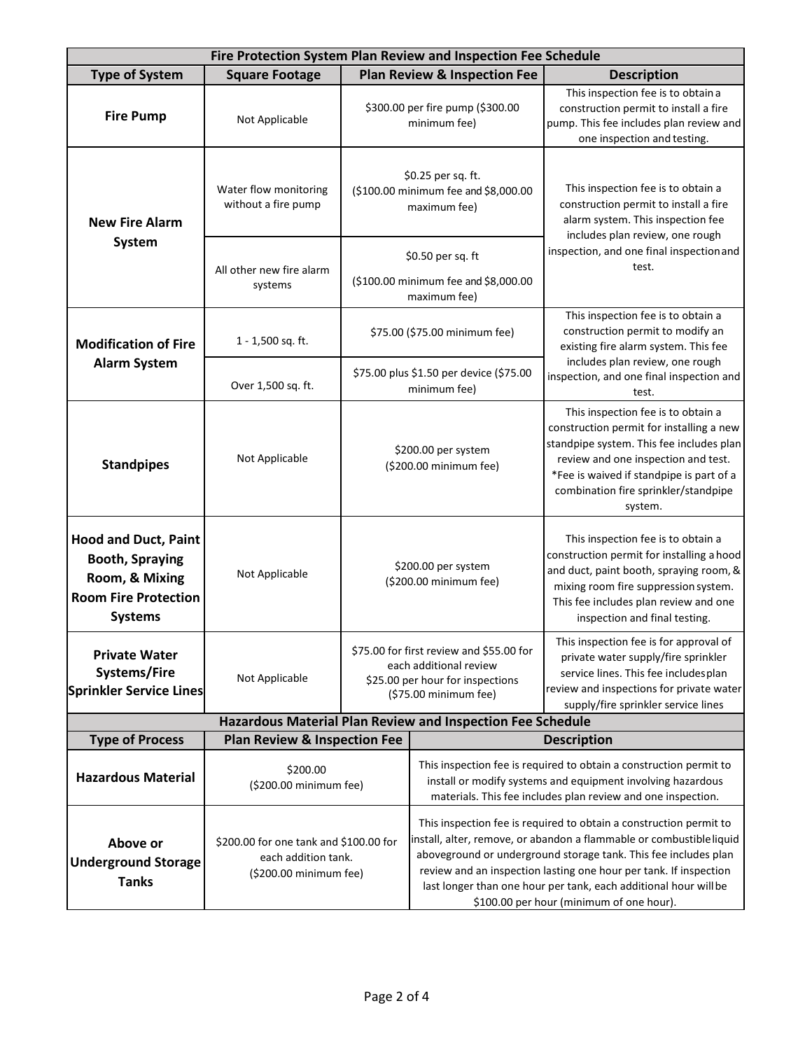| Fire Protection System Plan Review and Inspection Fee Schedule | | | |
|---|---|---|---|
| **Type of System** | **Square Footage** | **Plan Review & Inspection Fee** | **Description** |
| **Fire Pump** | Not Applicable | $300.00 per fire pump ($300.00 minimum fee) | This inspection fee is to obtain a construction permit to install a fire pump. This fee includes plan review and one inspection and testing. |
| **New Fire Alarm System** | Water flow monitoring without a fire pump | $0.25 per sq. ft. ($100.00 minimum fee and $8,000.00 maximum fee) | This inspection fee is to obtain a construction permit to install a fire alarm system. This inspection fee includes plan review, one rough inspection, and one final inspection and test. |
| | All other new fire alarm systems | $0.50 per sq. ft ($100.00 minimum fee and $8,000.00 maximum fee) | |
| **Modification of Fire Alarm System** | 1 - 1,500 sq. ft. | $75.00 ($75.00 minimum fee) | This inspection fee is to obtain a construction permit to modify an existing fire alarm system. This fee includes plan review, one rough inspection, and one final inspection and test. |
| | Over 1,500 sq. ft. | $75.00 plus $1.50 per device ($75.00 minimum fee) | |
| **Standpipes** | Not Applicable | $200.00 per system ($200.00 minimum fee) | This inspection fee is to obtain a construction permit for installing a new standpipe system. This fee includes plan review and one inspection and test. *Fee is waived if standpipe is part of a combination fire sprinkler/standpipe system. |
| **Hood and Duct, Paint Booth, Spraying Room, & Mixing Room Fire Protection Systems** | Not Applicable | $200.00 per system ($200.00 minimum fee) | This inspection fee is to obtain a construction permit for installing a hood and duct, paint booth, spraying room, & mixing room fire suppression system. This fee includes plan review and one inspection and final testing. |
| **Private Water Systems/Fire Sprinkler Service Lines** | Not Applicable | $75.00 for first review and $55.00 for each additional review<br>$25.00 per hour for inspections ($75.00 minimum fee) | This inspection fee is for approval of private water supply/fire sprinkler service lines. This fee includes plan review and inspections for private water supply/fire sprinkler service lines |

| Hazardous Material Plan Review and Inspection Fee Schedule | | |
|---|---|---|
| **Type of Process** | **Plan Review & Inspection Fee** | **Description** |
| **Hazardous Material** | $200.00 ($200.00 minimum fee) | This inspection fee is required to obtain a construction permit to install or modify systems and equipment involving hazardous materials. This fee includes plan review and one inspection. |
| **Above or Underground Storage Tanks** | $200.00 for one tank and $100.00 for each addition tank. ($200.00 minimum fee) | This inspection fee is required to obtain a construction permit to install, alter, remove, or abandon a flammable or combustible liquid aboveground or underground storage tank. This fee includes plan review and an inspection lasting one hour per tank. If inspection last longer than one hour per tank, each additional hour will be $100.00 per hour (minimum of one hour). |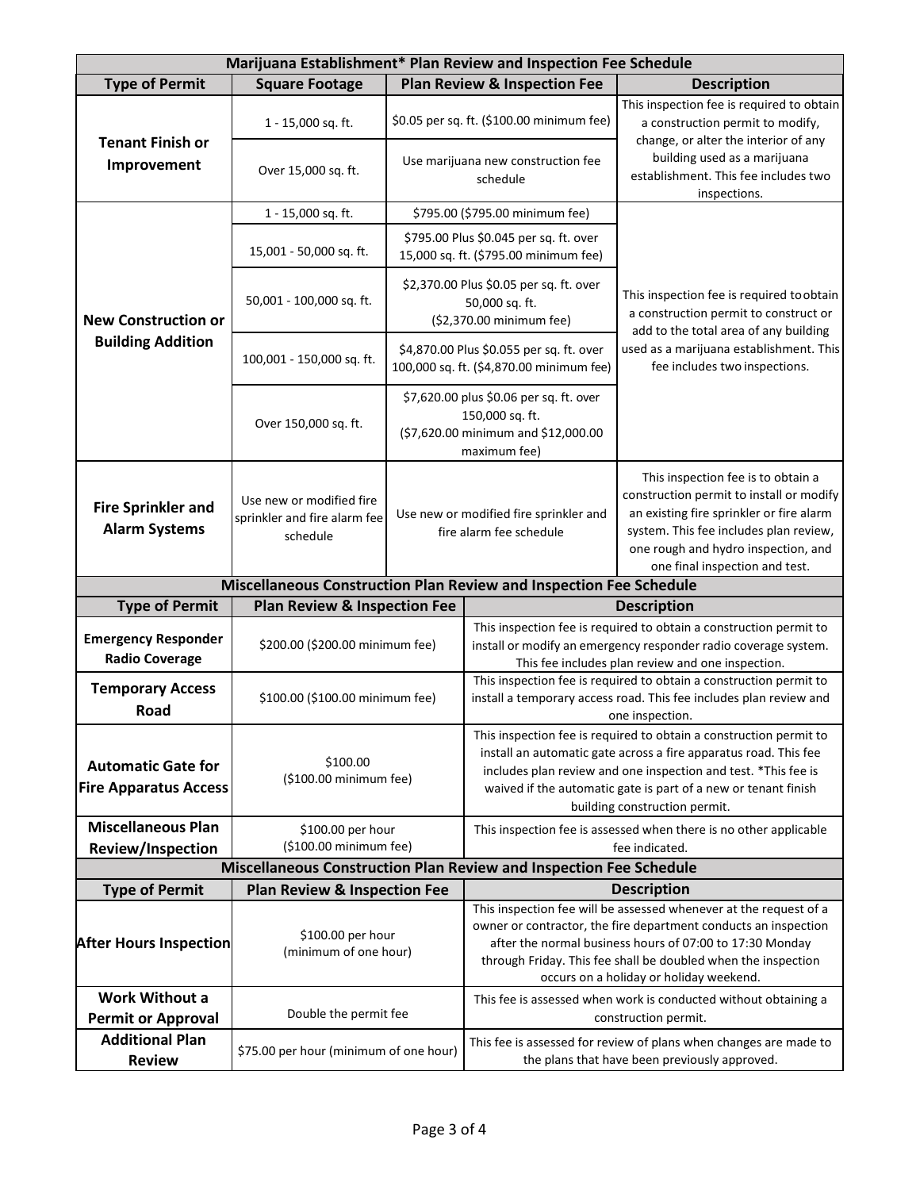| Marijuana Establishment* Plan Review and Inspection Fee Schedule | | | |
|---|---|---|---|
| **Type of Permit** | **Square Footage** | **Plan Review & Inspection Fee** | **Description** |
| **Tenant Finish or Improvement** | 1 - 15,000 sq. ft. | $0.05 per sq. ft. ($100.00 minimum fee) | This inspection fee is required to obtain a construction permit to modify, change, or alter the interior of any building used as a marijuana establishment. This fee includes two inspections. |
| | Over 15,000 sq. ft. | Use marijuana new construction fee schedule | |
| **New Construction or Building Addition** | 1 - 15,000 sq. ft. | $795.00 ($795.00 minimum fee) | This inspection fee is required to obtain a construction permit to construct or add to the total area of any building used as a marijuana establishment. This fee includes two inspections. |
| | 15,001 - 50,000 sq. ft. | $795.00 Plus $0.045 per sq. ft. over 15,000 sq. ft. ($795.00 minimum fee) | |
| | 50,001 - 100,000 sq. ft. | $2,370.00 Plus $0.05 per sq. ft. over 50,000 sq. ft. ($2,370.00 minimum fee) | |
| | 100,001 - 150,000 sq. ft. | $4,870.00 Plus $0.055 per sq. ft. over 100,000 sq. ft. ($4,870.00 minimum fee) | |
| | Over 150,000 sq. ft. | $7,620.00 plus $0.06 per sq. ft. over 150,000 sq. ft. ($7,620.00 minimum and $12,000.00 maximum fee) | |
| **Fire Sprinkler and Alarm Systems** | Use new or modified fire sprinkler and fire alarm fee schedule | Use new or modified fire sprinkler and fire alarm fee schedule | This inspection fee is to obtain a construction permit to install or modify an existing fire sprinkler or fire alarm system. This fee includes plan review, one rough and hydro inspection, and one final inspection and test. |

| Miscellaneous Construction Plan Review and Inspection Fee Schedule | | |
|---|---|---|
| **Type of Permit** | **Plan Review & Inspection Fee** | **Description** |
| **Emergency Responder Radio Coverage** | $200.00 ($200.00 minimum fee) | This inspection fee is required to obtain a construction permit to install or modify an emergency responder radio coverage system. This fee includes plan review and one inspection. |
| **Temporary Access Road** | $100.00 ($100.00 minimum fee) | This inspection fee is required to obtain a construction permit to install a temporary access road. This fee includes plan review and one inspection. |
| **Automatic Gate for Fire Apparatus Access** | $100.00 ($100.00 minimum fee) | This inspection fee is required to obtain a construction permit to install an automatic gate across a fire apparatus road. This fee includes plan review and one inspection and test. *This fee is waived if the automatic gate is part of a new or tenant finish building construction permit. |
| **Miscellaneous Plan Review/Inspection** | $100.00 per hour ($100.00 minimum fee) | This inspection fee is assessed when there is no other applicable fee indicated. |

| Miscellaneous Construction Plan Review and Inspection Fee Schedule | | |
|---|---|---|
| **Type of Permit** | **Plan Review & Inspection Fee** | **Description** |
| **After Hours Inspection** | $100.00 per hour (minimum of one hour) | This inspection fee will be assessed whenever at the request of a owner or contractor, the fire department conducts an inspection after the normal business hours of 07:00 to 17:30 Monday through Friday. This fee shall be doubled when the inspection occurs on a holiday or holiday weekend. |
| **Work Without a Permit or Approval** | Double the permit fee | This fee is assessed when work is conducted without obtaining a construction permit. |
| **Additional Plan Review** | $75.00 per hour (minimum of one hour) | This fee is assessed for review of plans when changes are made to the plans that have been previously approved. |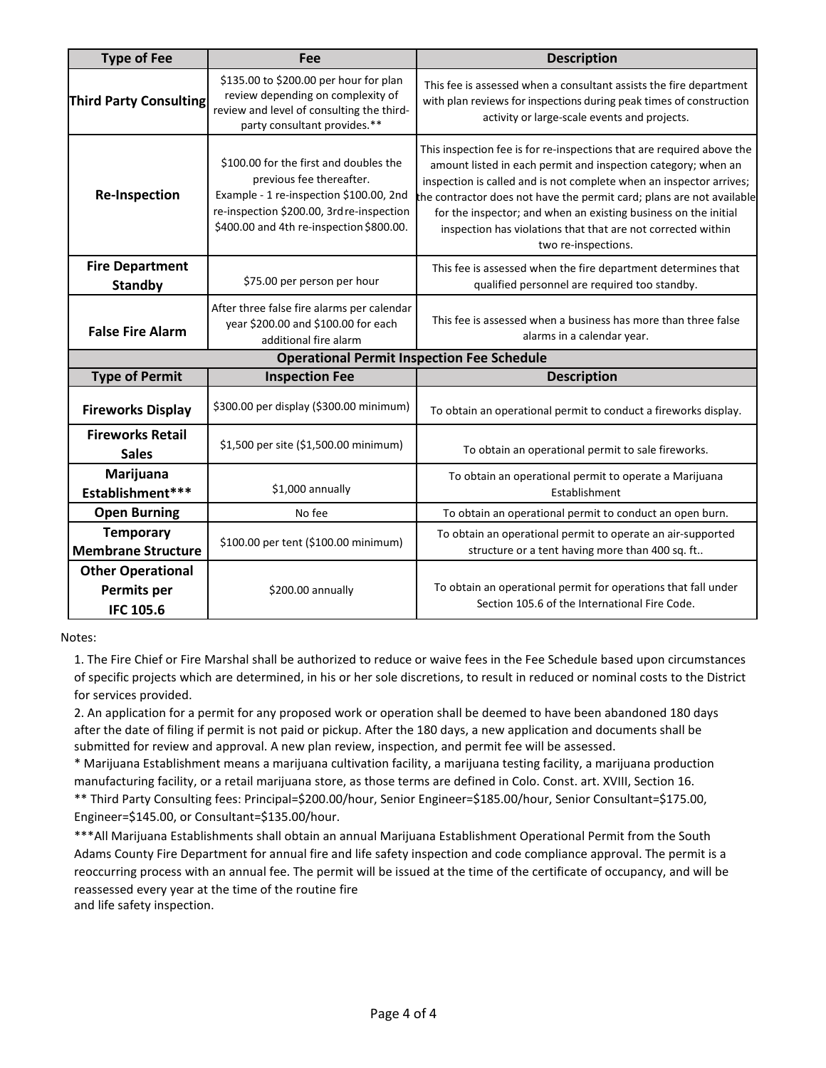| Type of Fee | Fee | Description |
| --- | --- | --- |
| **Third Party Consulting** | $135.00 to $200.00 per hour for plan review depending on complexity of review and level of consulting the third-party consultant provides.** | This fee is assessed when a consultant assists the fire department with plan reviews for inspections during peak times of construction activity or large-scale events and projects. |
| **Re-Inspection** | $100.00 for the first and doubles the previous fee thereafter. Example - 1 re-inspection $100.00, 2nd re-inspection $200.00, 3rd re-inspection $400.00 and 4th re-inspection $800.00. | This inspection fee is for re-inspections that are required above the amount listed in each permit and inspection category; when an inspection is called and is not complete when an inspector arrives; the contractor does not have the permit card; plans are not available for the inspector; and when an existing business on the initial inspection has violations that that are not corrected within two re-inspections. |
| **Fire Department Standby** | $75.00 per person per hour | This fee is assessed when the fire department determines that qualified personnel are required too standby. |
| **False Fire Alarm** | After three false fire alarms per calendar year $200.00 and $100.00 for each additional fire alarm | This fee is assessed when a business has more than three false alarms in a calendar year. |
| **Operational Permit Inspection Fee Schedule** | | |
| **Type of Permit** | **Inspection Fee** | **Description** |
| **Fireworks Display** | $300.00 per display ($300.00 minimum) | To obtain an operational permit to conduct a fireworks display. |
| **Fireworks Retail Sales** | $1,500 per site ($1,500.00 minimum) | To obtain an operational permit to sale fireworks. |
| **Marijuana Establishment*** ** | $1,000 annually | To obtain an operational permit to operate a Marijuana Establishment |
| **Open Burning** | No fee | To obtain an operational permit to conduct an open burn. |
| **Temporary Membrane Structure** | $100.00 per tent ($100.00 minimum) | To obtain an operational permit to operate an air-supported structure or a tent having more than 400 sq. ft.. |
| **Other Operational Permits per IFC 105.6** | $200.00 annually | To obtain an operational permit for operations that fall under Section 105.6 of the International Fire Code. |

Notes:

1. The Fire Chief or Fire Marshal shall be authorized to reduce or waive fees in the Fee Schedule based upon circumstances of specific projects which are determined, in his or her sole discretions, to result in reduced or nominal costs to the District for services provided.
2. An application for a permit for any proposed work or operation shall be deemed to have been abandoned 180 days after the date of filing if permit is not paid or pickup. After the 180 days, a new application and documents shall be submitted for review and approval. A new plan review, inspection, and permit fee will be assessed.

\* Marijuana Establishment means a marijuana cultivation facility, a marijuana testing facility, a marijuana production manufacturing facility, or a retail marijuana store, as those terms are defined in Colo. Const. art. XVIII, Section 16.

** Third Party Consulting fees: Principal=$200.00/hour, Senior Engineer=$185.00/hour, Senior Consultant=$175.00, Engineer=$145.00, or Consultant=$135.00/hour.

***All Marijuana Establishments shall obtain an annual Marijuana Establishment Operational Permit from the South Adams County Fire Department for annual fire and life safety inspection and code compliance approval. The permit is a reoccurring process with an annual fee. The permit will be issued at the time of the certificate of occupancy, and will be reassessed every year at the time of the routine fire and life safety inspection.